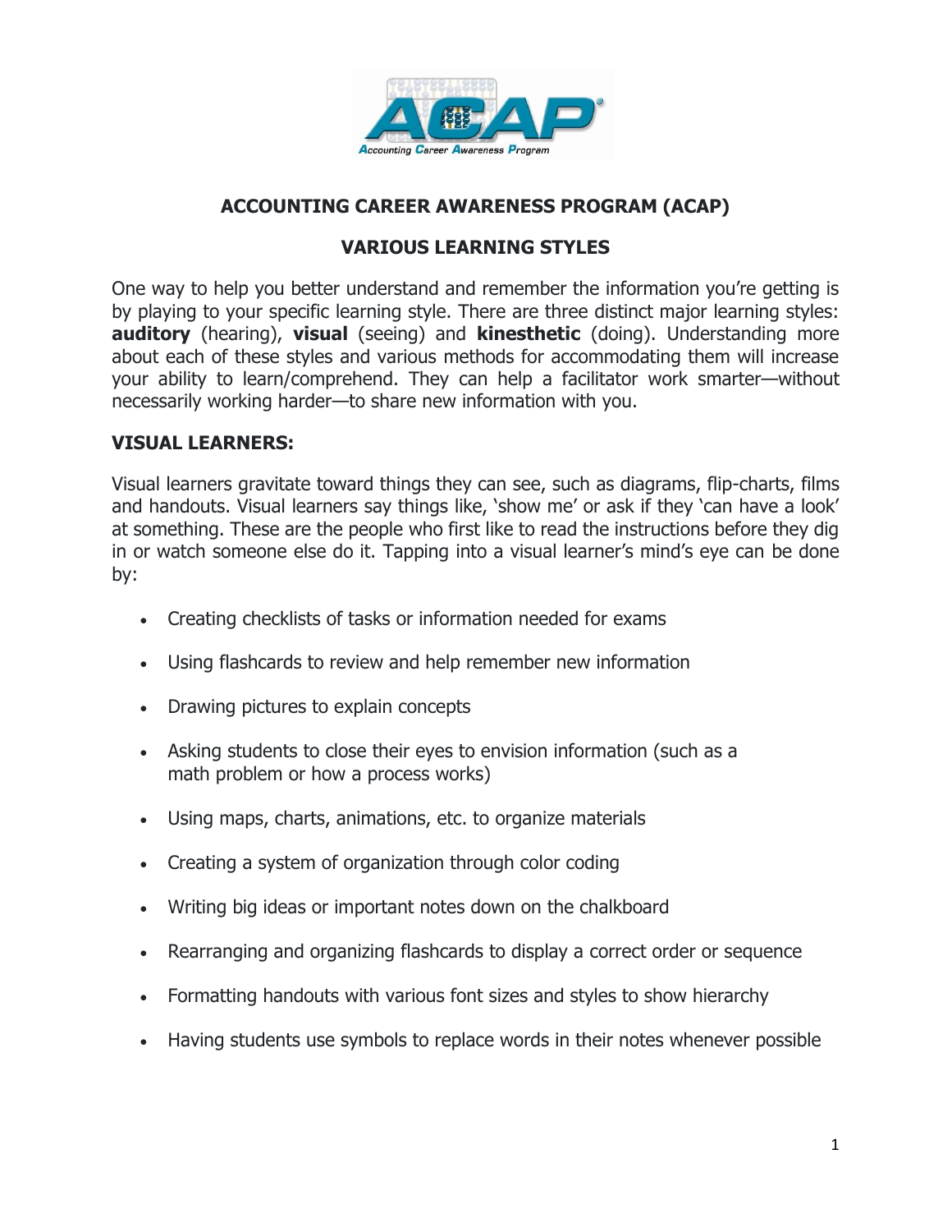# ACCOUNTING CAREER AWARENESS PROGRAM (ACAP)

## VARIOUS LEARNING STYLES

One way to help you better understand and remember the information you're getting is by playing to your specific learning style. There are three distinct major learning styles: **auditory** (hearing), **visual** (seeing) and **kinesthetic** (doing). Understanding more about each of these styles and various methods for accommodating them will increase your ability to learn/comprehend. They can help a facilitator work smarter—without necessarily working harder—to share new information with you.

### VISUAL LEARNERS:

Visual learners gravitate toward things they can see, such as diagrams, flip-charts, films and handouts. Visual learners say things like, 'show me' or ask if they 'can have a look' at something. These are the people who first like to read the instructions before they dig in or watch someone else do it. Tapping into a visual learner's mind's eye can be done by:

- Creating checklists of tasks or information needed for exams
- Using flashcards to review and help remember new information
- Drawing pictures to explain concepts
- Asking students to close their eyes to envision information (such as a math problem or how a process works)
- Using maps, charts, animations, etc. to organize materials
- Creating a system of organization through color coding
- Writing big ideas or important notes down on the chalkboard
- Rearranging and organizing flashcards to display a correct order or sequence
- Formatting handouts with various font sizes and styles to show hierarchy
- Having students use symbols to replace words in their notes whenever possible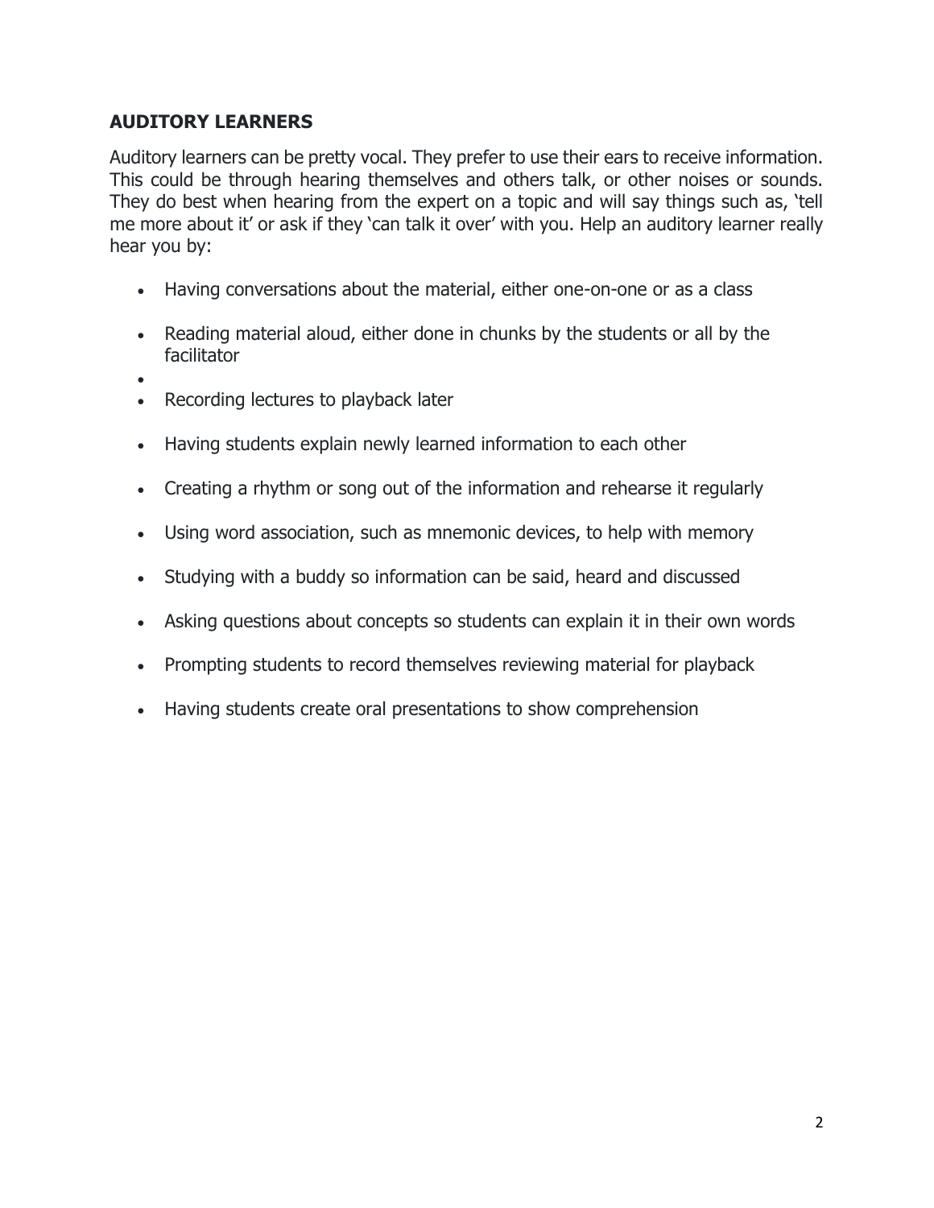### AUDITORY LEARNERS

Auditory learners can be pretty vocal. They prefer to use their ears to receive information. This could be through hearing themselves and others talk, or other noises or sounds. They do best when hearing from the expert on a topic and will say things such as, 'tell me more about it' or ask if they 'can talk it over' with you. Help an auditory learner really hear you by:

- Having conversations about the material, either one-on-one or as a class
- Reading material aloud, either done in chunks by the students or all by the facilitator
- Recording lectures to playback later
- Having students explain newly learned information to each other
- Creating a rhythm or song out of the information and rehearse it regularly
- Using word association, such as mnemonic devices, to help with memory
- Studying with a buddy so information can be said, heard and discussed
- Asking questions about concepts so students can explain it in their own words
- Prompting students to record themselves reviewing material for playback
- Having students create oral presentations to show comprehension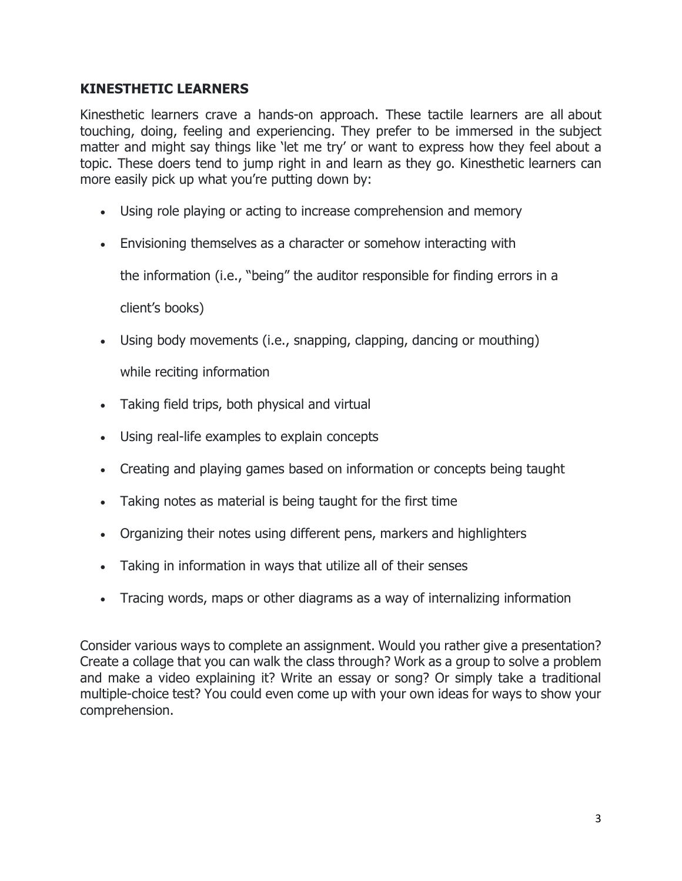## KINESTHETIC LEARNERS

Kinesthetic learners crave a hands-on approach. These tactile learners are all about touching, doing, feeling and experiencing. They prefer to be immersed in the subject matter and might say things like 'let me try' or want to express how they feel about a topic. These doers tend to jump right in and learn as they go. Kinesthetic learners can more easily pick up what you're putting down by:

- Using role playing or acting to increase comprehension and memory
- Envisioning themselves as a character or somehow interacting with the information (i.e., "being" the auditor responsible for finding errors in a client's books)
- Using body movements (i.e., snapping, clapping, dancing or mouthing) while reciting information
- Taking field trips, both physical and virtual
- Using real-life examples to explain concepts
- Creating and playing games based on information or concepts being taught
- Taking notes as material is being taught for the first time
- Organizing their notes using different pens, markers and highlighters
- Taking in information in ways that utilize all of their senses
- Tracing words, maps or other diagrams as a way of internalizing information

Consider various ways to complete an assignment. Would you rather give a presentation? Create a collage that you can walk the class through? Work as a group to solve a problem and make a video explaining it? Write an essay or song? Or simply take a traditional multiple-choice test? You could even come up with your own ideas for ways to show your comprehension.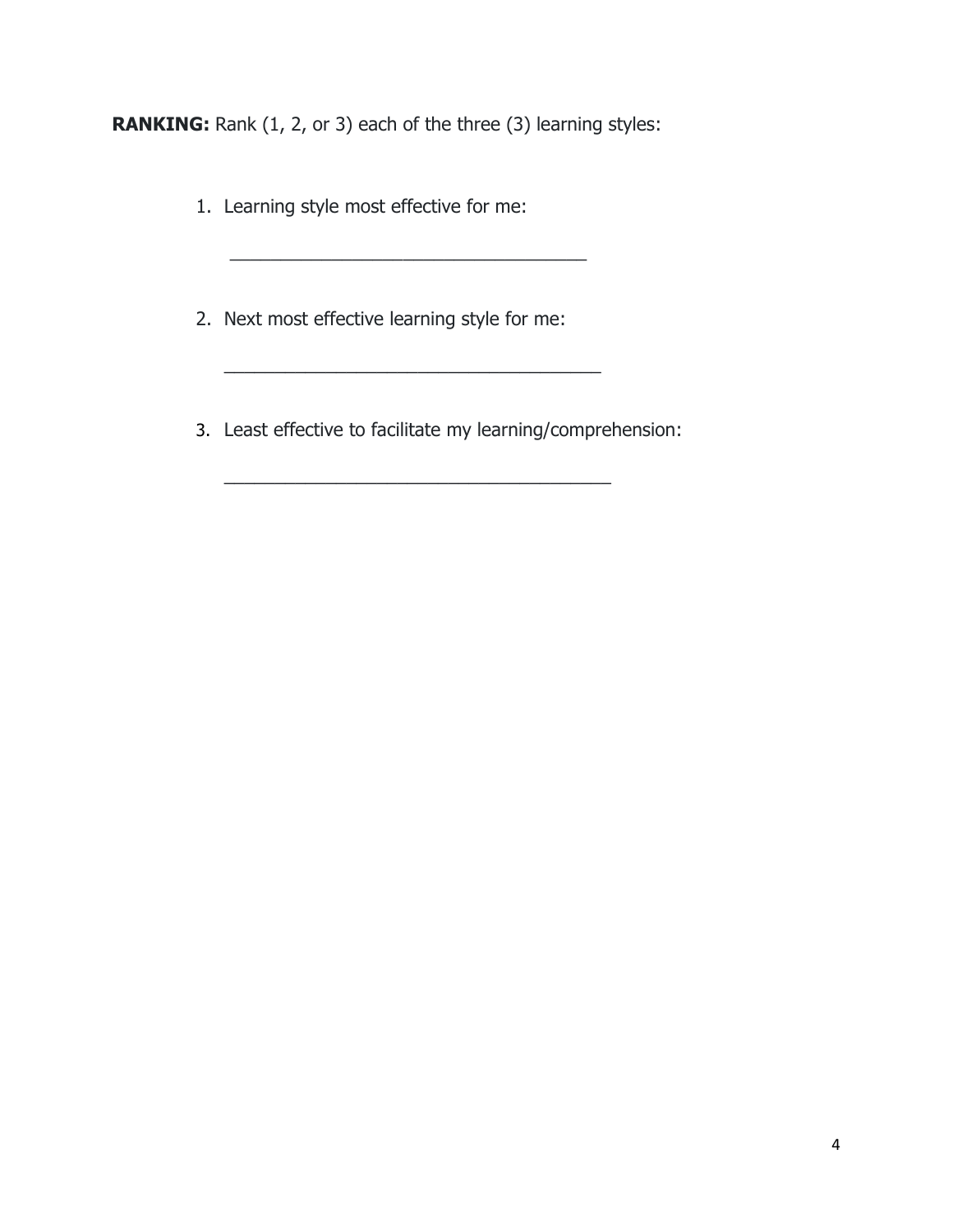**RANKING:** Rank (1, 2, or 3) each of the three (3) learning styles:

1. Learning style most effective for me:

   ___________________________________

2. Next most effective learning style for me:

   _____________________________________

3. Least effective to facilitate my learning/comprehension:

   ______________________________________